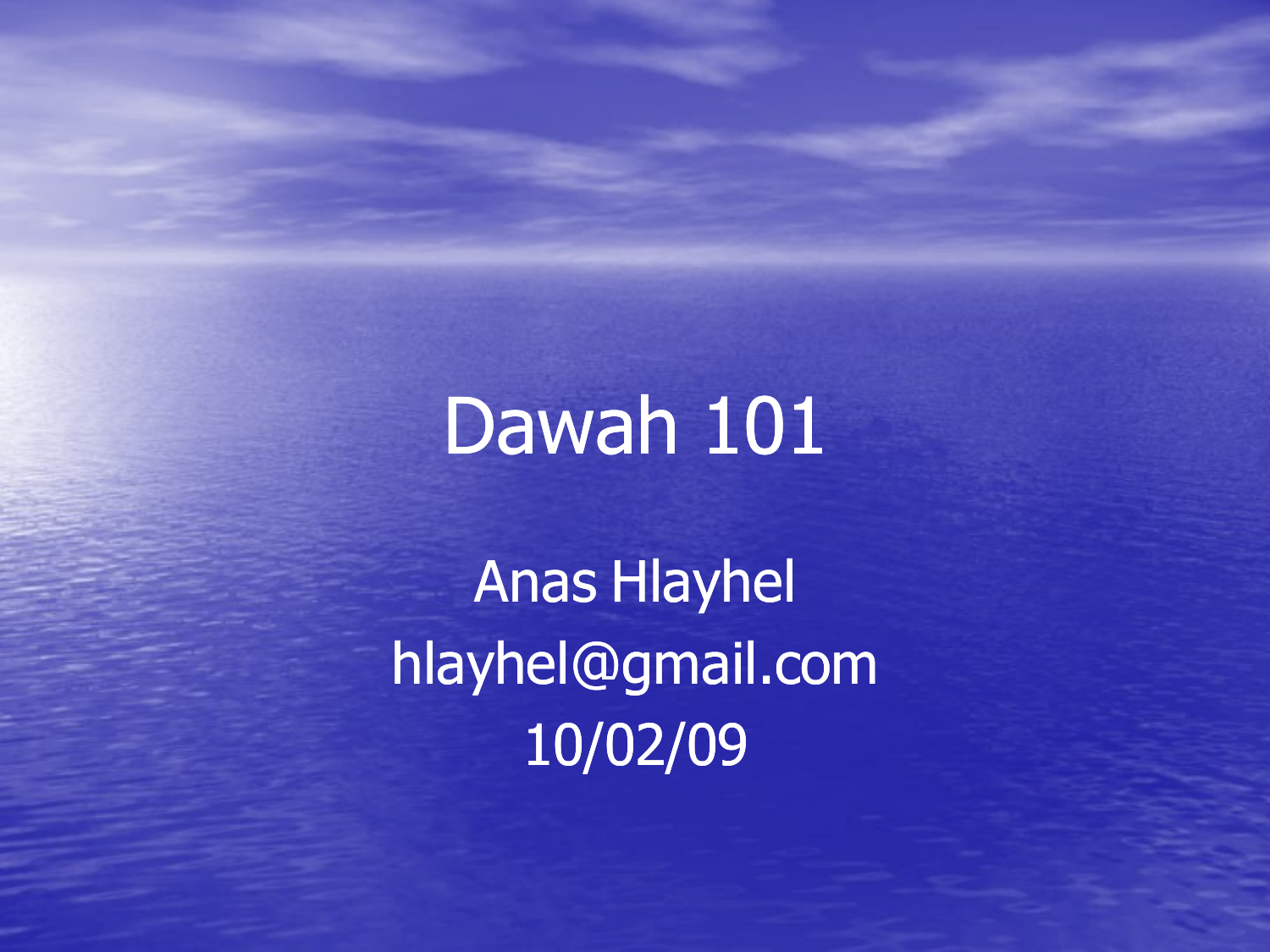# Dawah 101

Anas Hlayhel

hlayhel@gmail.com

10/02/09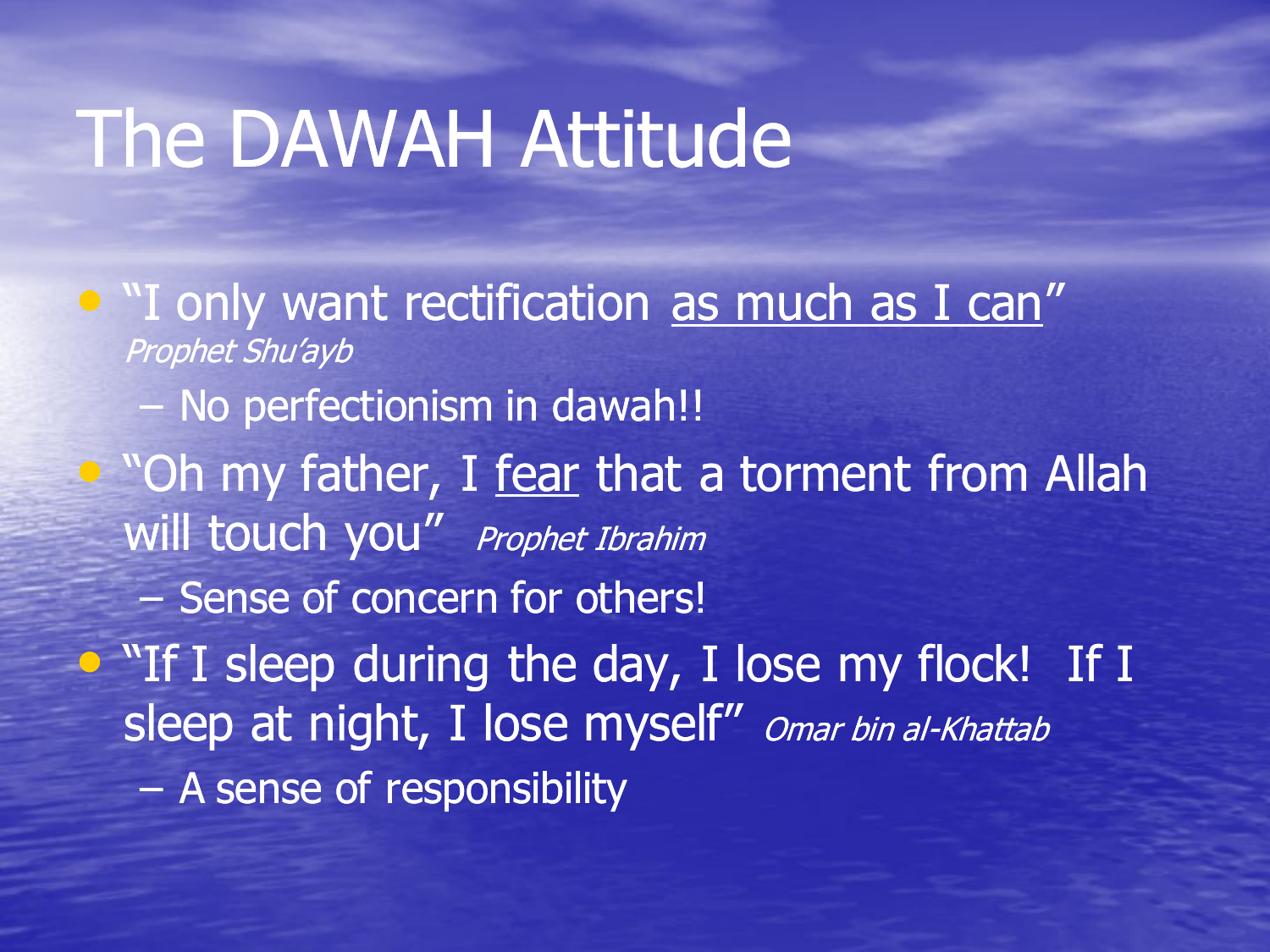# The DAWAH Attitude

- "I only want rectification <u>as much as I can</u>" *Prophet Shu'ayb*
  - No perfectionism in dawah!!
- "Oh my father, I <u>fear</u> that a torment from Allah will touch you" *Prophet Ibrahim*
  - Sense of concern for others!
- "If I sleep during the day, I lose my flock! If I sleep at night, I lose myself" *Omar bin al-Khattab*
  - A sense of responsibility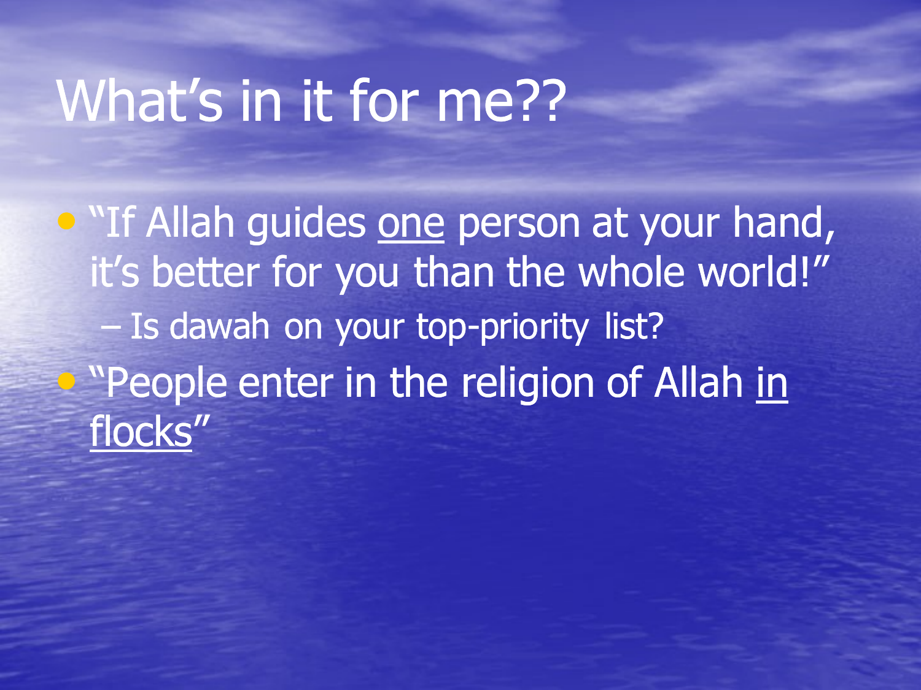# What's in it for me??

- "If Allah guides <u>one</u> person at your hand, it's better for you than the whole world!"
  - Is dawah on your top-priority list?
- "People enter in the religion of Allah <u>in flocks</u>"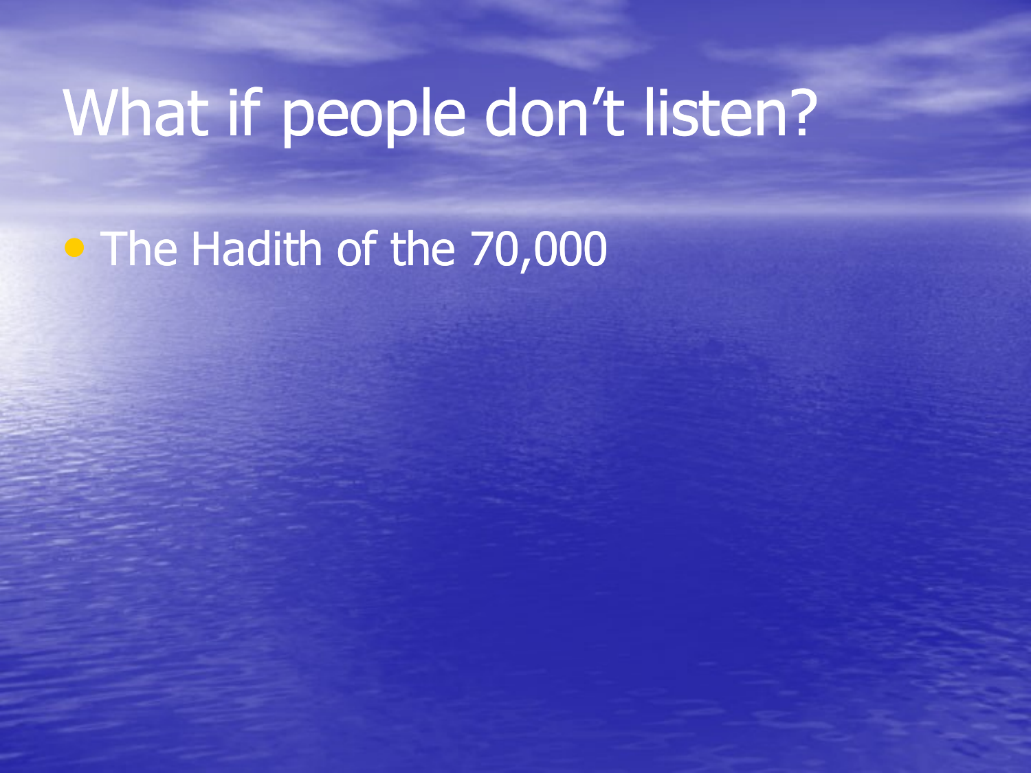# What if people don’t listen?

- The Hadith of the 70,000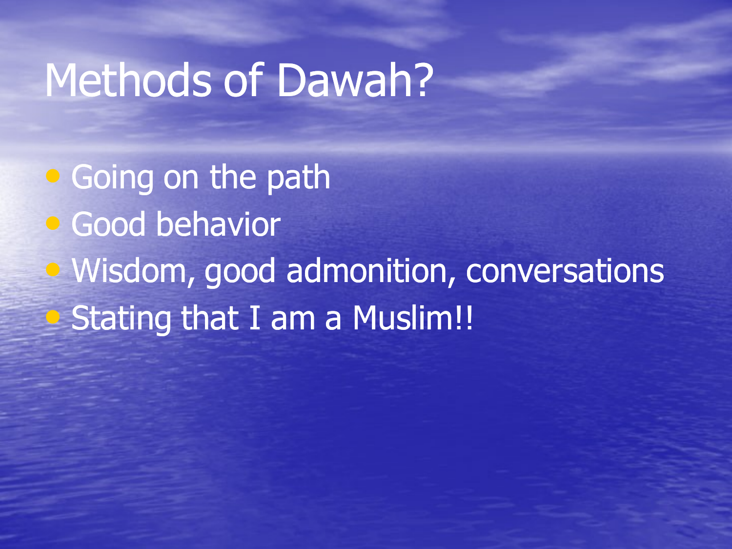# Methods of Dawah?

- Going on the path
- Good behavior
- Wisdom, good admonition, conversations
- Stating that I am a Muslim!!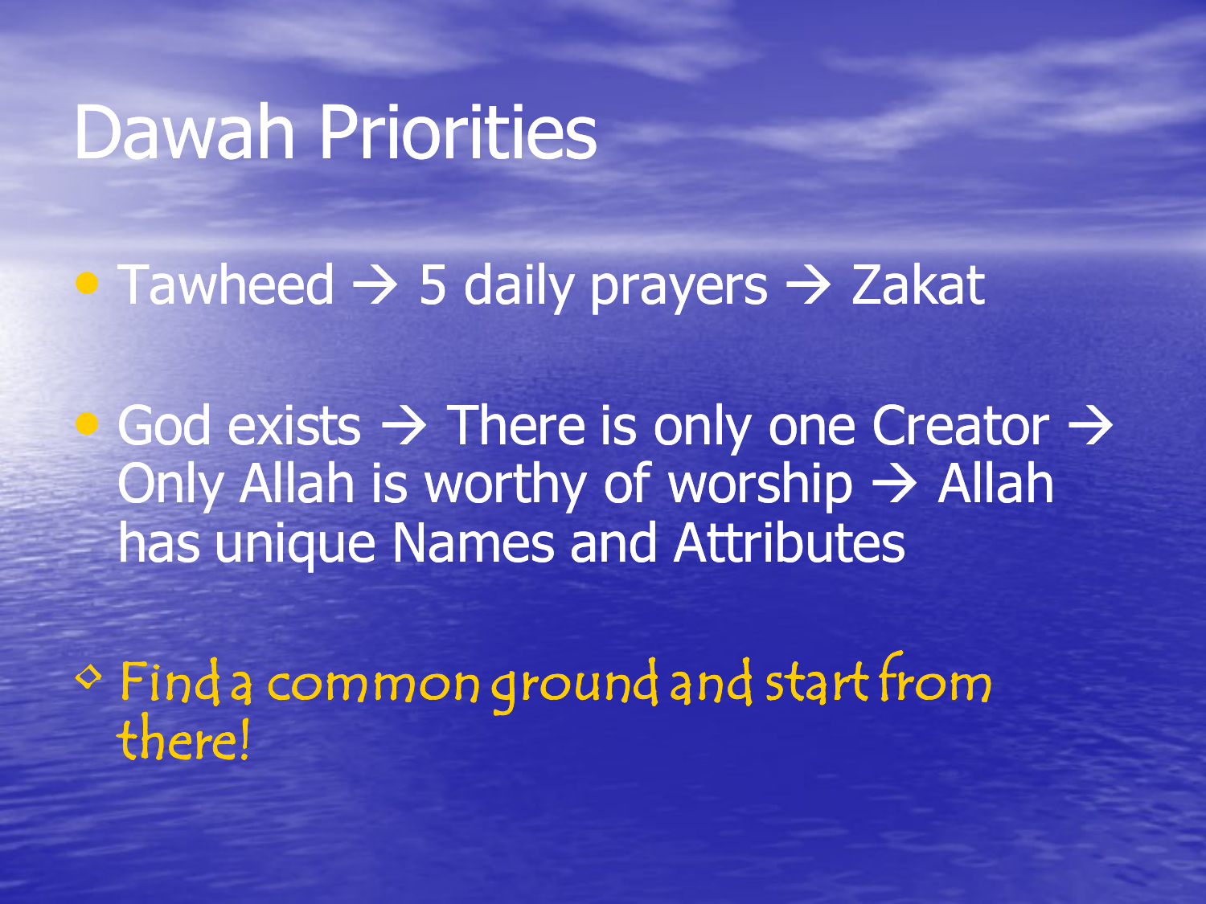# Dawah Priorities

- Tawheed → 5 daily prayers → Zakat
- God exists → There is only one Creator → Only Allah is worthy of worship → Allah has unique Names and Attributes

◇ Find a common ground and start from there!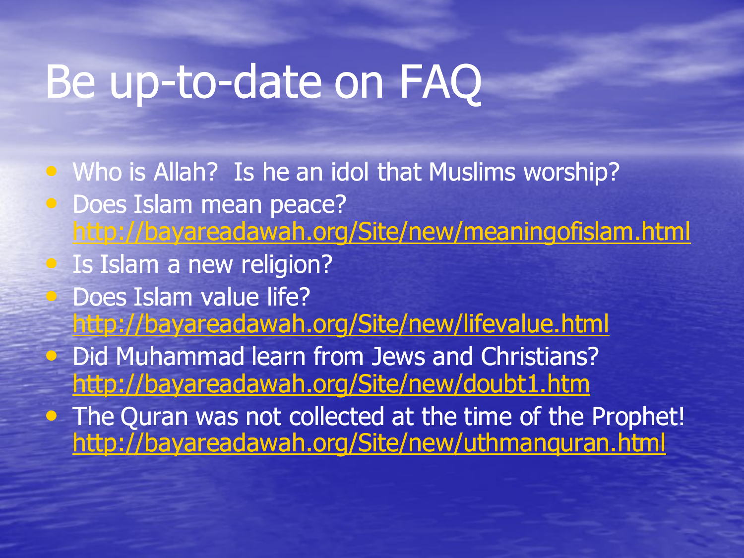# Be up-to-date on FAQ

- Who is Allah? Is he an idol that Muslims worship?
- Does Islam mean peace? http://bayareadawah.org/Site/new/meaningofislam.html
- Is Islam a new religion?
- Does Islam value life? http://bayareadawah.org/Site/new/lifevalue.html
- Did Muhammad learn from Jews and Christians? http://bayareadawah.org/Site/new/doubt1.htm
- The Quran was not collected at the time of the Prophet! http://bayareadawah.org/Site/new/uthmanquran.html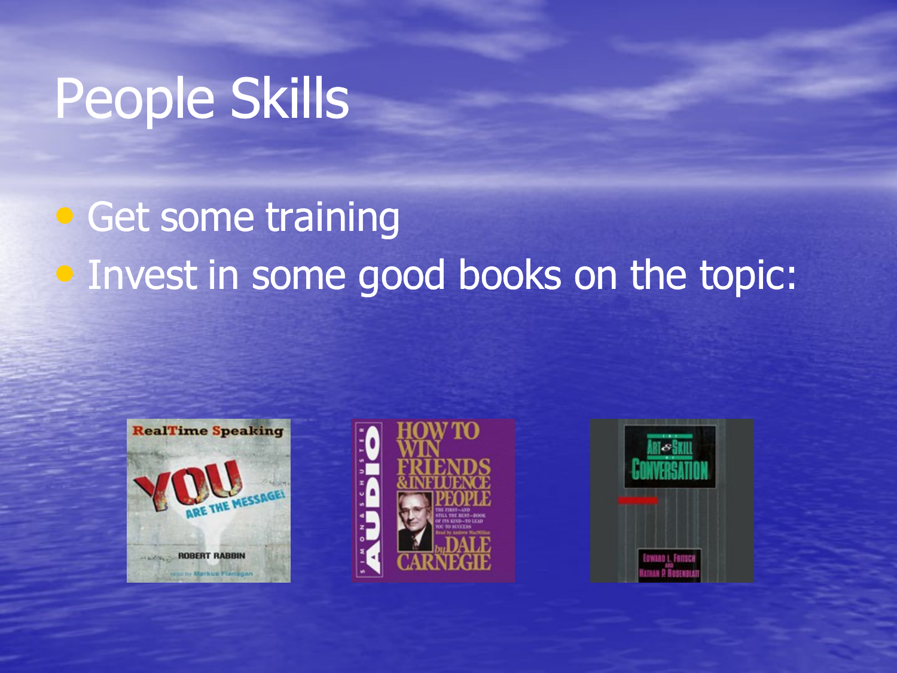# People Skills

- Get some training
- Invest in some good books on the topic: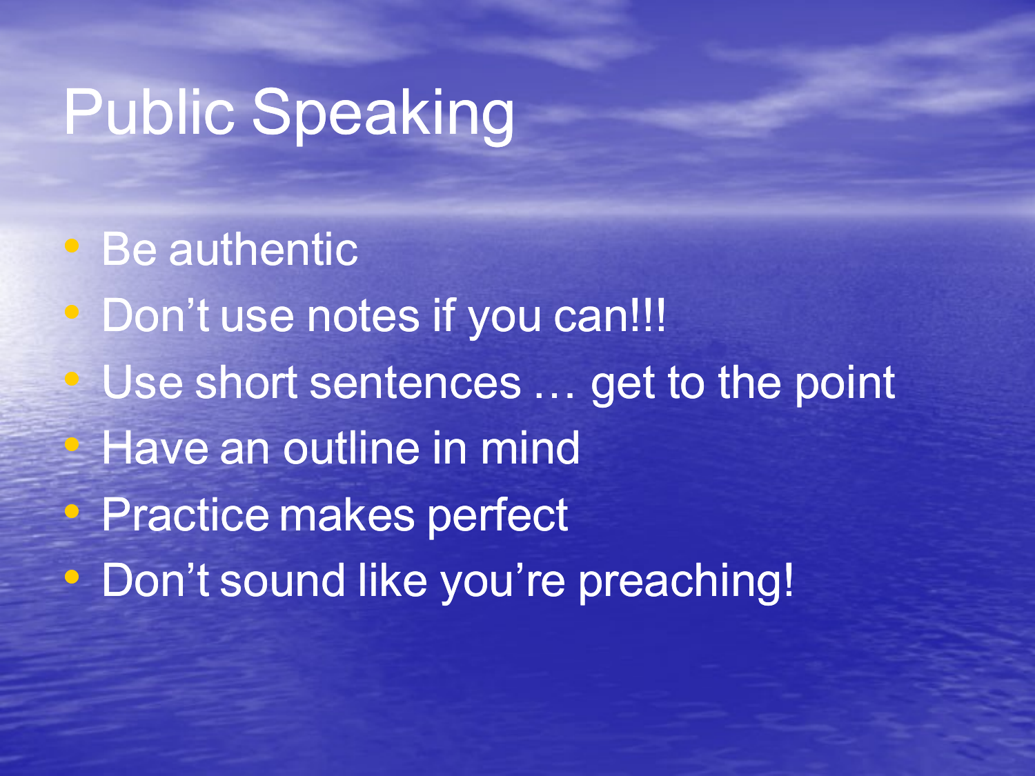# Public Speaking

- Be authentic
- Don’t use notes if you can!!!
- Use short sentences … get to the point
- Have an outline in mind
- Practice makes perfect
- Don’t sound like you’re preaching!